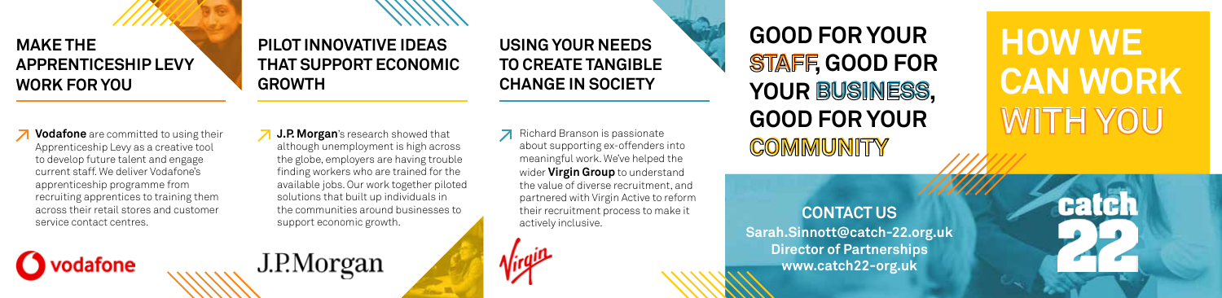## MAKE THE APPRENTICESHIP LEVY WORK FOR YOU

**Vodafone** are committed to using their Apprenticeship Levy as a creative tool to develop future talent and engage current staff. We deliver Vodafone's apprenticeship programme from recruiting apprentices to training them across their retail stores and customer service contact centres.

vodafone

## PILOT INNOVATIVE IDEAS THAT SUPPORT ECONOMIC GROWTH

**J.P. Morgan**'s research showed that although unemployment is high across the globe, employers are having trouble finding workers who are trained for the available jobs. Our work together piloted solutions that built up individuals in the communities around businesses to support economic growth.

J.P.Morgan

## USING YOUR NEEDS TO CREATE TANGIBLE CHANGE IN SOCIETY

Richard Branson is passionate about supporting ex-offenders into meaningful work. We've helped the wider **Virgin Group** to understand the value of diverse recruitment, and partnered with Virgin Active to reform their recruitment process to make it actively inclusive.

Virgin

# GOOD FOR YOUR STAFF, GOOD FOR YOUR BUSINESS, GOOD FOR YOUR COMMUNITY

# HOW WE CAN WORK WITH YOU

**CONTACT US**
**Sarah.Sinnott@catch-22.org.uk**
**Director of Partnerships**
**www.catch22-org.uk**

catch 22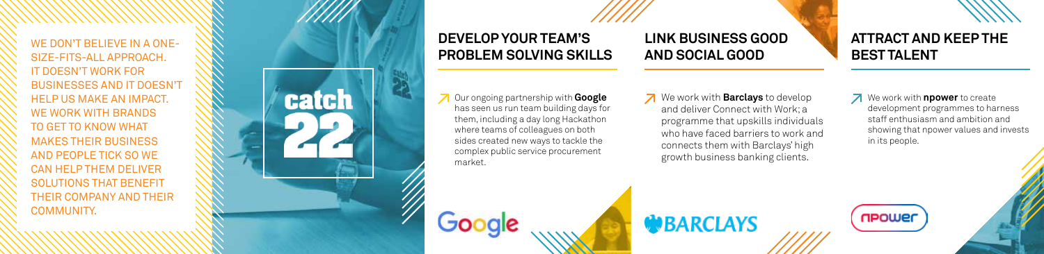WE DON'T BELIEVE IN A ONE-SIZE-FITS-ALL APPROACH. IT DOESN'T WORK FOR BUSINESSES AND IT DOESN'T HELP US MAKE AN IMPACT. WE WORK WITH BRANDS TO GET TO KNOW WHAT MAKES THEIR BUSINESS AND PEOPLE TICK SO WE CAN HELP THEM DELIVER SOLUTIONS THAT BENEFIT THEIR COMPANY AND THEIR COMMUNITY.

## DEVELOP YOUR TEAM'S PROBLEM SOLVING SKILLS

- Our ongoing partnership with **Google** has seen us run team building days for them, including a day long Hackathon where teams of colleagues on both sides created new ways to tackle the complex public service procurement market.

## LINK BUSINESS GOOD AND SOCIAL GOOD

- We work with **Barclays** to develop and deliver Connect with Work; a programme that upskills individuals who have faced barriers to work and connects them with Barclays' high growth business banking clients.

## ATTRACT AND KEEP THE BEST TALENT

- We work with **npower** to create development programmes to harness staff enthusiasm and ambition and showing that npower values and invests in its people.